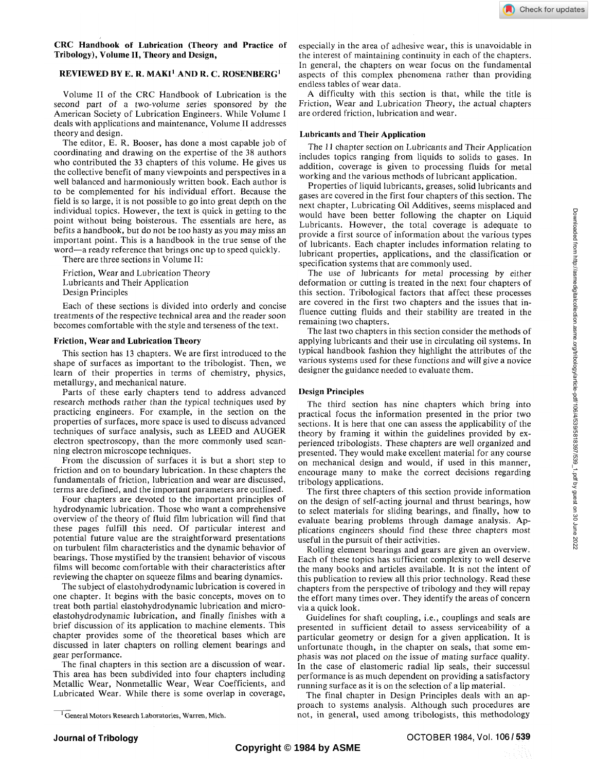**CRC Handbook of Lubrication (Theory and Practice of Tribology), Volume II, Theory and Design,**

**REVIEWED BY E. R. MAKI[1] AND R. C. ROSENBERG[1]**

Volume II of the CRC Handbook of Lubrication is the second part of a two-volume series sponsored by the American Society of Lubrication Engineers. While Volume I deals with applications and maintenance, Volume II addresses theory and design.

The editor, E. R. Booser, has done a most capable job of coordinating and drawing on the expertise of the 38 authors who contributed the 33 chapters of this volume. He gives us the collective benefit of many viewpoints and perspectives in a well balanced and harmoniously written book. Each author is to be complemented for his individual effort. Because the field is so large, it is not possible to go into great depth on the individual topics. However, the text is quick in getting to the point without being boisterous. The essentials are here, as befits a handbook, but do not be too hasty as you may miss an important point. This is a handbook in the true sense of the word—a ready reference that brings one up to speed quickly.

There are three sections in Volume II:

Friction, Wear and Lubrication Theory
Lubricants and Their Application
Design Principles

Each of these sections is divided into orderly and concise treatments of the respective technical area and the reader soon becomes comfortable with the style and terseness of the text.

**Friction, Wear and Lubrication Theory**

This section has 13 chapters. We are first introduced to the shape of surfaces as important to the tribologist. Then, we learn of their properties in terms of chemistry, physics, metallurgy, and mechanical nature.

Parts of these early chapters tend to address advanced research methods rather than the typical techniques used by practicing engineers. For example, in the section on the properties of surfaces, more space is used to discuss advanced techniques of surface analysis, such as LEED and AUGER electron spectroscopy, than the more commonly used scanning electron microscope techniques.

From the discussion of surfaces it is but a short step to friction and on to boundary lubrication. In these chapters the fundamentals of friction, lubrication and wear are discussed, terms are defined, and the important parameters are outlined.

Four chapters are devoted to the important principles of hydrodynamic lubrication. Those who want a comprehensive overview of the theory of fluid film lubrication will find that these pages fulfill this need. Of particular interest and potential future value are the straightforward presentations on turbulent film characteristics and the dynamic behavior of bearings. Those mystified by the transient behavior of viscous films will become comfortable with their characteristics after reviewing the chapter on squeeze films and bearing dynamics.

The subject of elastohydrodynamic lubrication is covered in one chapter. It begins with the basic concepts, moves on to treat both partial elastohydrodynamic lubrication and micro-elastohydrodynamic lubrication, and finally finishes with a brief discussion of its application to machine elements. This chapter provides some of the theoretical bases which are discussed in later chapters on rolling element bearings and gear performance.

The final chapters in this section are a discussion of wear. This area has been subdivided into four chapters including Metallic Wear, Nonmetallic Wear, Wear Coefficients, and Lubricated Wear. While there is some overlap in coverage, especially in the area of adhesive wear, this is unavoidable in the interest of maintaining continuity in each of the chapters. In general, the chapters on wear focus on the fundamental aspects of this complex phenomena rather than providing endless tables of wear data.

A difficulty with this section is that, while the title is *Friction, Wear and Lubrication Theory*, the actual chapters are ordered friction, lubrication and wear.

**Lubricants and Their Application**

The 11 chapter section on Lubricants and Their Application includes topics ranging from liquids to solids to gases. In addition, coverage is given to processing fluids for metal working and the various methods of lubricant application.

Properties of liquid lubricants, greases, solid lubricants and gases are covered in the first four chapters of this section. The next chapter, Lubricating Oil Additives, seems misplaced and would have been better following the chapter on Liquid Lubricants. However, the total coverage is adequate to provide a first source of information about the various types of lubricants. Each chapter includes information relating to lubricant properties, applications, and the classification or specification systems that are commonly used.

The use of lubricants for metal processing by either deformation or cutting is treated in the next four chapters of this section. Tribological factors that affect these processes are covered in the first two chapters and the issues that influence cutting fluids and their stability are treated in the remaining two chapters.

The last two chapters in this section consider the methods of applying lubricants and their use in circulating oil systems. In typical handbook fashion they highlight the attributes of the various systems used for these functions and will give a novice designer the guidance needed to evaluate them.

**Design Principles**

The third section has nine chapters which bring into practical focus the information presented in the prior two sections. It is here that one can assess the applicability of the theory by framing it within the guidelines provided by experienced tribologists. These chapters are well organized and presented. They would make excellent material for any course on mechanical design and would, if used in this manner, encourage many to make the correct decisions regarding tribology applications.

The first three chapters of this section provide information on the design of self-acting journal and thrust bearings, how to select materials for sliding bearings, and finally, how to evaluate bearing problems through damage analysis. Applications engineers should find these three chapters most useful in the pursuit of their activities.

Rolling element bearings and gears are given an overview. Each of these topics has sufficient complexity to well deserve the many books and articles available. It is not the intent of this publication to review all this prior technology. Read these chapters from the perspective of tribology and they will repay the effort many times over. They identify the areas of concern via a quick look.

Guidelines for shaft coupling, i.e., couplings and seals are presented in sufficient detail to assess serviceability of a particular geometry or design for a given application. It is unfortunate though, in the chapter on seals, that some emphasis was not placed on the issue of mating surface quality. In the case of elastomeric radial lip seals, their successful performance is as much dependent on providing a satisfactory running surface as it is on the selection of a lip material.

The final chapter in Design Principles deals with an approach to systems analysis. Although such procedures are not, in general, used among tribologists, this methodology

[1] General Motors Research Laboratories, Warren, Mich.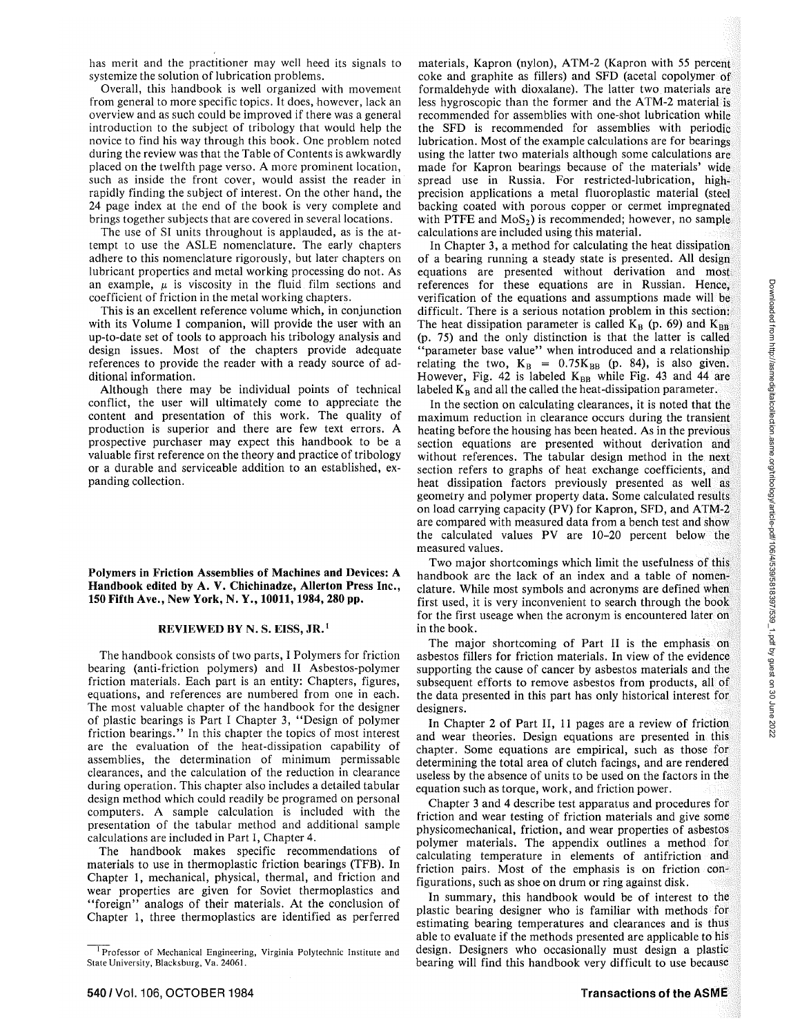has merit and the practitioner may well heed its signals to systemize the solution of lubrication problems.

Overall, this handbook is well organized with movement from general to more specific topics. It does, however, lack an overview and as such could be improved if there was a general introduction to the subject of tribology that would help the novice to find his way through this book. One problem noted during the review was that the Table of Contents is awkwardly placed on the twelfth page verso. A more prominent location, such as inside the front cover, would assist the reader in rapidly finding the subject of interest. On the other hand, the 24 page index at the end of the book is very complete and brings together subjects that are covered in several locations.

The use of SI units throughout is applauded, as is the attempt to use the ASLE nomenclature. The early chapters adhere to this nomenclature rigorously, but later chapters on lubricant properties and metal working processing do not. As an example, $\mu$ is viscosity in the fluid film sections and coefficient of friction in the metal working chapters.

This is an excellent reference volume which, in conjunction with its Volume I companion, will provide the user with an up-to-date set of tools to approach his tribology analysis and design issues. Most of the chapters provide adequate references to provide the reader with a ready source of additional information.

Although there may be individual points of technical conflict, the user will ultimately come to appreciate the content and presentation of this work. The quality of production is superior and there are few text errors. A prospective purchaser may expect this handbook to be a valuable first reference on the theory and practice of tribology or a durable and serviceable addition to an established, expanding collection.

**Polymers in Friction Assemblies of Machines and Devices: A Handbook edited by A. V. Chichinadze, Allerton Press Inc., 150 Fifth Ave., New York, N. Y., 10011, 1984, 280 pp.**

**REVIEWED BY N. S. EISS, JR.**[1]

The handbook consists of two parts, I Polymers for friction bearing (anti-friction polymers) and II Asbestos-polymer friction materials. Each part is an entity: Chapters, figures, equations, and references are numbered from one in each. The most valuable chapter of the handbook for the designer of plastic bearings is Part I Chapter 3, "Design of polymer friction bearings." In this chapter the topics of most interest are the evaluation of the heat-dissipation capability of assemblies, the determination of minimum permissable clearances, and the calculation of the reduction in clearance during operation. This chapter also includes a detailed tabular design method which could readily be programed on personal computers. A sample calculation is included with the presentation of the tabular method and additional sample calculations are included in Part I, Chapter 4.

The handbook makes specific recommendations of materials to use in thermoplastic friction bearings (TFB). In Chapter 1, mechanical, physical, thermal, and friction and wear properties are given for Soviet thermoplastics and "foreign" analogs of their materials. At the conclusion of Chapter 1, three thermoplastics are identified as perferred materials, Kapron (nylon), ATM-2 (Kapron with 55 percent coke and graphite as fillers) and SFD (acetal copolymer of formaldehyde with dioxalane). The latter two materials are less hygroscopic than the former and the ATM-2 material is recommended for assemblies with one-shot lubrication while the SFD is recommended for assemblies with periodic lubrication. Most of the example calculations are for bearings using the latter two materials although some calculations are made for Kapron bearings because of the materials' wide spread use in Russia. For restricted-lubrication, high-precision applications a metal fluoroplastic material (steel backing coated with porous copper or cermet impregnated with PTFE and $MoS_2$) is recommended; however, no sample calculations are included using this material.

In Chapter 3, a method for calculating the heat dissipation of a bearing running a steady state is presented. All design equations are presented without derivation and most references for these equations are in Russian. Hence, verification of the equations and assumptions made will be difficult. There is a serious notation problem in this section: The heat dissipation parameter is called $K_B$ (p. 69) and $K_{BB}$ (p. 75) and the only distinction is that the latter is called "parameter base value" when introduced and a relationship relating the two, $K_B = 0.75K_{BB}$ (p. 84), is also given. However, Fig. 42 is labeled $K_{BB}$ while Fig. 43 and 44 are labeled $K_B$ and all the called the heat-dissipation parameter.

In the section on calculating clearances, it is noted that the maximum reduction in clearance occurs during the transient heating before the housing has been heated. As in the previous section equations are presented without derivation and without references. The tabular design method in the next section refers to graphs of heat exchange coefficients, and heat dissipation factors previously presented as well as geometry and polymer property data. Some calculated results on load carrying capacity (PV) for Kapron, SFD, and ATM-2 are compared with measured data from a bench test and show the calculated values PV are 10–20 percent below the measured values.

Two major shortcomings which limit the usefulness of this handbook are the lack of an index and a table of nomenclature. While most symbols and acronyms are defined when first used, it is very inconvenient to search through the book for the first useage when the acronym is encountered later on in the book.

The major shortcoming of Part II is the emphasis on asbestos fillers for friction materials. In view of the evidence supporting the cause of cancer by asbestos materials and the subsequent efforts to remove asbestos from products, all of the data presented in this part has only historical interest for designers.

In Chapter 2 of Part II, 11 pages are a review of friction and wear theories. Design equations are presented in this chapter. Some equations are empirical, such as those for determining the total area of clutch facings, and are rendered useless by the absence of units to be used on the factors in the equation such as torque, work, and friction power.

Chapter 3 and 4 describe test apparatus and procedures for friction and wear testing of friction materials and give some physicomechanical, friction, and wear properties of asbestos polymer materials. The appendix outlines a method for calculating temperature in elements of antifriction and friction pairs. Most of the emphasis is on friction configurations, such as shoe on drum or ring against disk.

In summary, this handbook would be of interest to the plastic bearing designer who is familiar with methods for estimating bearing temperatures and clearances and is thus able to evaluate if the methods presented are applicable to his design. Designers who occasionally must design a plastic bearing will find this handbook very difficult to use because

[1] Professor of Mechanical Engineering, Virginia Polytechnic Institute and State University, Blacksburg, Va. 24061.